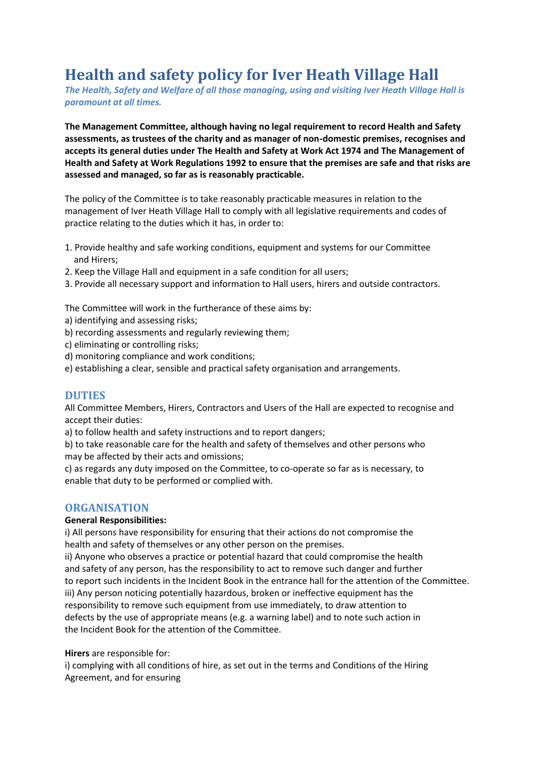# Health and safety policy for Iver Heath Village Hall

*The Health, Safety and Welfare of all those managing, using and visiting Iver Heath Village Hall is paramount at all times.*

**The Management Committee, although having no legal requirement to record Health and Safety assessments, as trustees of the charity and as manager of non-domestic premises, recognises and accepts its general duties under The Health and Safety at Work Act 1974 and The Management of Health and Safety at Work Regulations 1992 to ensure that the premises are safe and that risks are assessed and managed, so far as is reasonably practicable.**

The policy of the Committee is to take reasonably practicable measures in relation to the management of Iver Heath Village Hall to comply with all legislative requirements and codes of practice relating to the duties which it has, in order to:

1. Provide healthy and safe working conditions, equipment and systems for our Committee and Hirers;
2. Keep the Village Hall and equipment in a safe condition for all users;
3. Provide all necessary support and information to Hall users, hirers and outside contractors.

The Committee will work in the furtherance of these aims by:

a) identifying and assessing risks;
b) recording assessments and regularly reviewing them;
c) eliminating or controlling risks;
d) monitoring compliance and work conditions;
e) establishing a clear, sensible and practical safety organisation and arrangements.

## DUTIES

All Committee Members, Hirers, Contractors and Users of the Hall are expected to recognise and accept their duties:

a) to follow health and safety instructions and to report dangers;
b) to take reasonable care for the health and safety of themselves and other persons who may be affected by their acts and omissions;
c) as regards any duty imposed on the Committee, to co-operate so far as is necessary, to enable that duty to be performed or complied with.

## ORGANISATION

**General Responsibilities:**

i) All persons have responsibility for ensuring that their actions do not compromise the health and safety of themselves or any other person on the premises.
ii) Anyone who observes a practice or potential hazard that could compromise the health and safety of any person, has the responsibility to act to remove such danger and further to report such incidents in the Incident Book in the entrance hall for the attention of the Committee.
iii) Any person noticing potentially hazardous, broken or ineffective equipment has the responsibility to remove such equipment from use immediately, to draw attention to defects by the use of appropriate means (e.g. a warning label) and to note such action in the Incident Book for the attention of the Committee.

**Hirers** are responsible for:

i) complying with all conditions of hire, as set out in the terms and Conditions of the Hiring Agreement, and for ensuring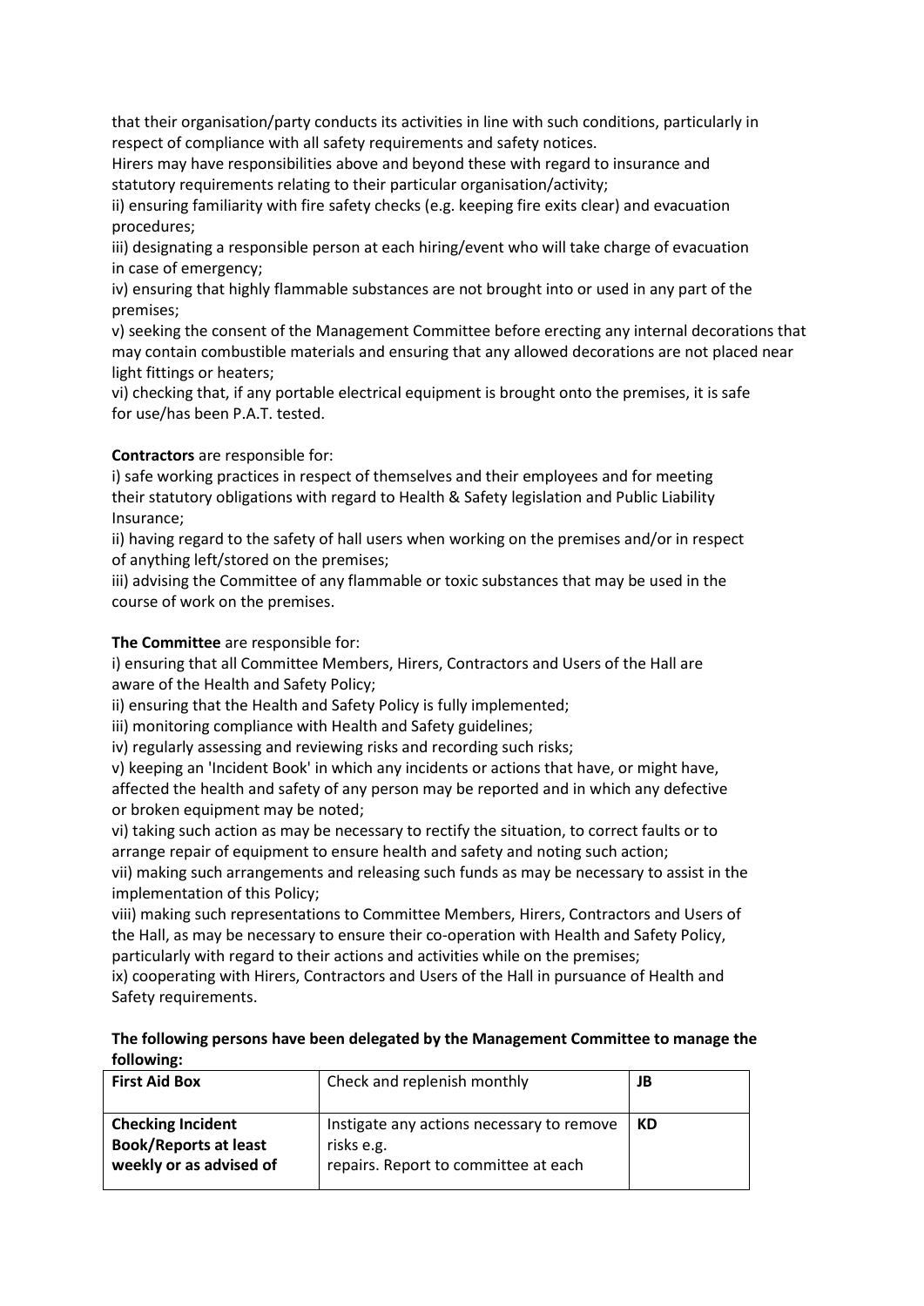that their organisation/party conducts its activities in line with such conditions, particularly in respect of compliance with all safety requirements and safety notices.
Hirers may have responsibilities above and beyond these with regard to insurance and statutory requirements relating to their particular organisation/activity;
ii) ensuring familiarity with fire safety checks (e.g. keeping fire exits clear) and evacuation procedures;
iii) designating a responsible person at each hiring/event who will take charge of evacuation in case of emergency;
iv) ensuring that highly flammable substances are not brought into or used in any part of the premises;
v) seeking the consent of the Management Committee before erecting any internal decorations that may contain combustible materials and ensuring that any allowed decorations are not placed near light fittings or heaters;
vi) checking that, if any portable electrical equipment is brought onto the premises, it is safe for use/has been P.A.T. tested.

**Contractors** are responsible for:
i) safe working practices in respect of themselves and their employees and for meeting their statutory obligations with regard to Health & Safety legislation and Public Liability Insurance;
ii) having regard to the safety of hall users when working on the premises and/or in respect of anything left/stored on the premises;
iii) advising the Committee of any flammable or toxic substances that may be used in the course of work on the premises.

**The Committee** are responsible for:
i) ensuring that all Committee Members, Hirers, Contractors and Users of the Hall are aware of the Health and Safety Policy;
ii) ensuring that the Health and Safety Policy is fully implemented;
iii) monitoring compliance with Health and Safety guidelines;
iv) regularly assessing and reviewing risks and recording such risks;
v) keeping an 'Incident Book' in which any incidents or actions that have, or might have, affected the health and safety of any person may be reported and in which any defective or broken equipment may be noted;
vi) taking such action as may be necessary to rectify the situation, to correct faults or to arrange repair of equipment to ensure health and safety and noting such action;
vii) making such arrangements and releasing such funds as may be necessary to assist in the implementation of this Policy;
viii) making such representations to Committee Members, Hirers, Contractors and Users of the Hall, as may be necessary to ensure their co-operation with Health and Safety Policy, particularly with regard to their actions and activities while on the premises;
ix) cooperating with Hirers, Contractors and Users of the Hall in pursuance of Health and Safety requirements.

**The following persons have been delegated by the Management Committee to manage the following:**

| **First Aid Box** | Check and replenish monthly | **JB** |
|---|---|---|
| **Checking Incident Book/Reports at least weekly or as advised of** | Instigate any actions necessary to remove risks e.g. repairs. Report to committee at each | **KD** |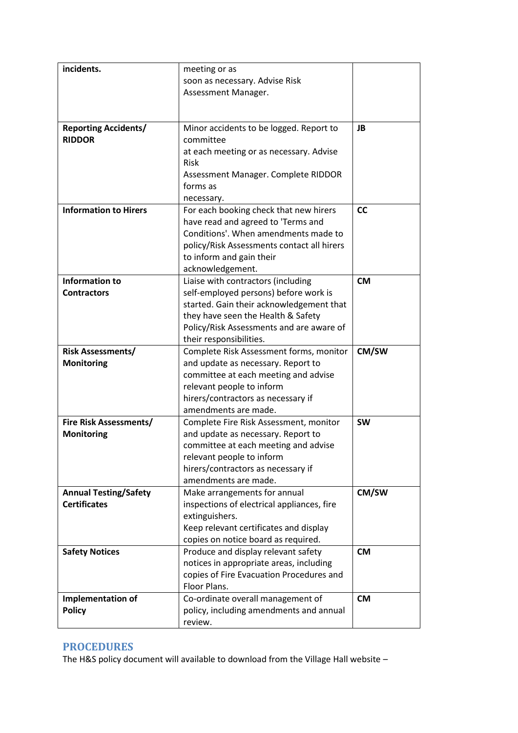| | | |
|---|---|---|
| **incidents.** | meeting or as soon as necessary. Advise Risk Assessment Manager. | |
| **Reporting Accidents/ RIDDOR** | Minor accidents to be logged. Report to committee at each meeting or as necessary. Advise Risk Assessment Manager. Complete RIDDOR forms as necessary. | **JB** |
| **Information to Hirers** | For each booking check that new hirers have read and agreed to 'Terms and Conditions'. When amendments made to policy/Risk Assessments contact all hirers to inform and gain their acknowledgement. | **CC** |
| **Information to Contractors** | Liaise with contractors (including self-employed persons) before work is started. Gain their acknowledgement that they have seen the Health & Safety Policy/Risk Assessments and are aware of their responsibilities. | **CM** |
| **Risk Assessments/ Monitoring** | Complete Risk Assessment forms, monitor and update as necessary. Report to committee at each meeting and advise relevant people to inform hirers/contractors as necessary if amendments are made. | **CM/SW** |
| **Fire Risk Assessments/ Monitoring** | Complete Fire Risk Assessment, monitor and update as necessary. Report to committee at each meeting and advise relevant people to inform hirers/contractors as necessary if amendments are made. | **SW** |
| **Annual Testing/Safety Certificates** | Make arrangements for annual inspections of electrical appliances, fire extinguishers. Keep relevant certificates and display copies on notice board as required. | **CM/SW** |
| **Safety Notices** | Produce and display relevant safety notices in appropriate areas, including copies of Fire Evacuation Procedures and Floor Plans. | **CM** |
| **Implementation of Policy** | Co-ordinate overall management of policy, including amendments and annual review. | **CM** |

## PROCEDURES

The H&S policy document will available to download from the Village Hall website –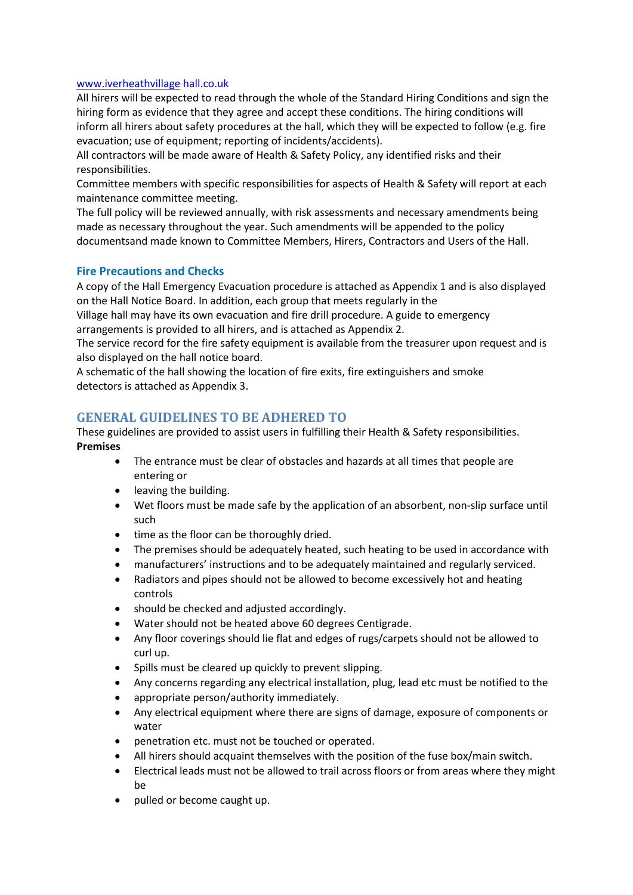www.iverheathvillage hall.co.uk
All hirers will be expected to read through the whole of the Standard Hiring Conditions and sign the hiring form as evidence that they agree and accept these conditions. The hiring conditions will inform all hirers about safety procedures at the hall, which they will be expected to follow (e.g. fire evacuation; use of equipment; reporting of incidents/accidents).
All contractors will be made aware of Health & Safety Policy, any identified risks and their responsibilities.
Committee members with specific responsibilities for aspects of Health & Safety will report at each maintenance committee meeting.
The full policy will be reviewed annually, with risk assessments and necessary amendments being made as necessary throughout the year. Such amendments will be appended to the policy documentsand made known to Committee Members, Hirers, Contractors and Users of the Hall.

### Fire Precautions and Checks

A copy of the Hall Emergency Evacuation procedure is attached as Appendix 1 and is also displayed on the Hall Notice Board. In addition, each group that meets regularly in the
Village hall may have its own evacuation and fire drill procedure. A guide to emergency arrangements is provided to all hirers, and is attached as Appendix 2.
The service record for the fire safety equipment is available from the treasurer upon request and is also displayed on the hall notice board.
A schematic of the hall showing the location of fire exits, fire extinguishers and smoke detectors is attached as Appendix 3.

## GENERAL GUIDELINES TO BE ADHERED TO

These guidelines are provided to assist users in fulfilling their Health & Safety responsibilities.

**Premises**

- The entrance must be clear of obstacles and hazards at all times that people are entering or
- leaving the building.
- Wet floors must be made safe by the application of an absorbent, non-slip surface until such
- time as the floor can be thoroughly dried.
- The premises should be adequately heated, such heating to be used in accordance with
- manufacturers' instructions and to be adequately maintained and regularly serviced.
- Radiators and pipes should not be allowed to become excessively hot and heating controls
- should be checked and adjusted accordingly.
- Water should not be heated above 60 degrees Centigrade.
- Any floor coverings should lie flat and edges of rugs/carpets should not be allowed to curl up.
- Spills must be cleared up quickly to prevent slipping.
- Any concerns regarding any electrical installation, plug, lead etc must be notified to the
- appropriate person/authority immediately.
- Any electrical equipment where there are signs of damage, exposure of components or water
- penetration etc. must not be touched or operated.
- All hirers should acquaint themselves with the position of the fuse box/main switch.
- Electrical leads must not be allowed to trail across floors or from areas where they might be
- pulled or become caught up.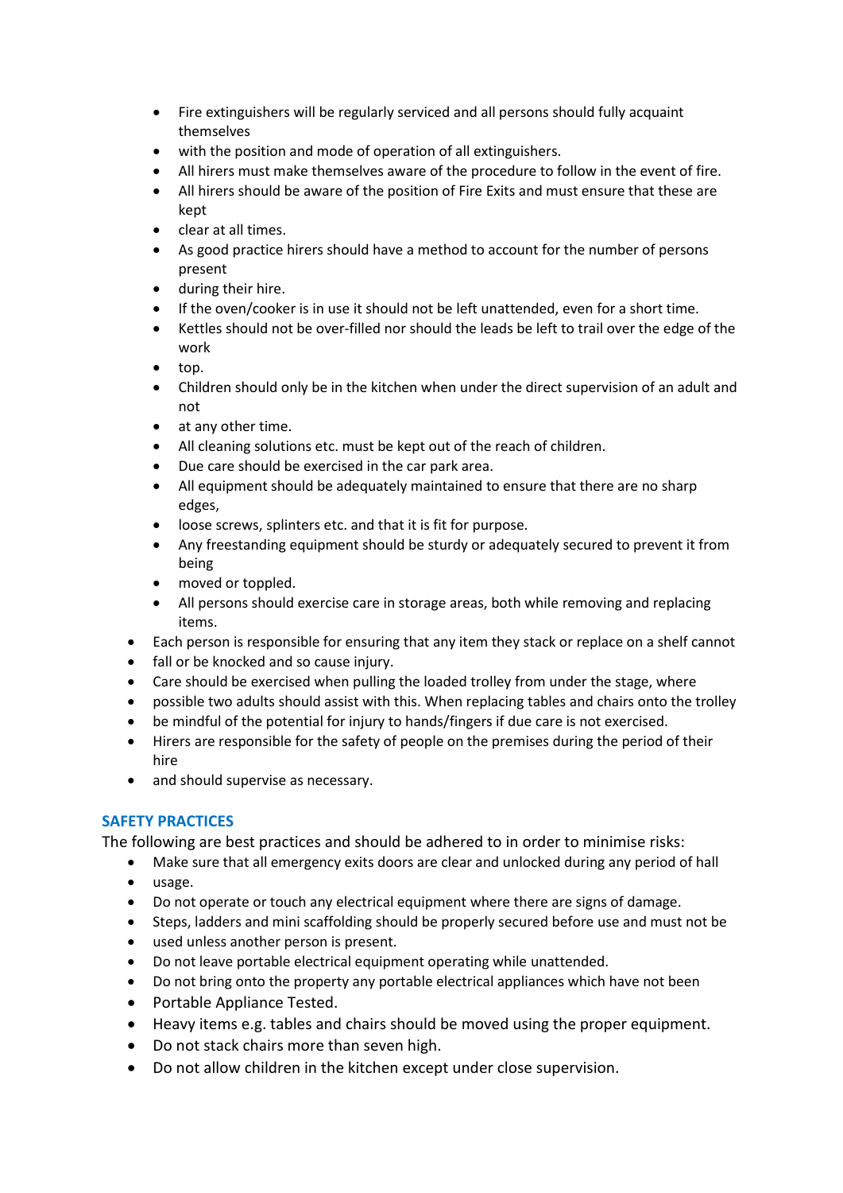- Fire extinguishers will be regularly serviced and all persons should fully acquaint themselves
- with the position and mode of operation of all extinguishers.
- All hirers must make themselves aware of the procedure to follow in the event of fire.
- All hirers should be aware of the position of Fire Exits and must ensure that these are kept
- clear at all times.
- As good practice hirers should have a method to account for the number of persons present
- during their hire.
- If the oven/cooker is in use it should not be left unattended, even for a short time.
- Kettles should not be over-filled nor should the leads be left to trail over the edge of the work
- top.
- Children should only be in the kitchen when under the direct supervision of an adult and not
- at any other time.
- All cleaning solutions etc. must be kept out of the reach of children.
- Due care should be exercised in the car park area.
- All equipment should be adequately maintained to ensure that there are no sharp edges,
- loose screws, splinters etc. and that it is fit for purpose.
- Any freestanding equipment should be sturdy or adequately secured to prevent it from being
- moved or toppled.
- All persons should exercise care in storage areas, both while removing and replacing items.

- Each person is responsible for ensuring that any item they stack or replace on a shelf cannot
- fall or be knocked and so cause injury.
- Care should be exercised when pulling the loaded trolley from under the stage, where
- possible two adults should assist with this. When replacing tables and chairs onto the trolley
- be mindful of the potential for injury to hands/fingers if due care is not exercised.
- Hirers are responsible for the safety of people on the premises during the period of their hire
- and should supervise as necessary.

## SAFETY PRACTICES

The following are best practices and should be adhered to in order to minimise risks:

- Make sure that all emergency exits doors are clear and unlocked during any period of hall
- usage.
- Do not operate or touch any electrical equipment where there are signs of damage.
- Steps, ladders and mini scaffolding should be properly secured before use and must not be
- used unless another person is present.
- Do not leave portable electrical equipment operating while unattended.
- Do not bring onto the property any portable electrical appliances which have not been
- Portable Appliance Tested.
- Heavy items e.g. tables and chairs should be moved using the proper equipment.
- Do not stack chairs more than seven high.
- Do not allow children in the kitchen except under close supervision.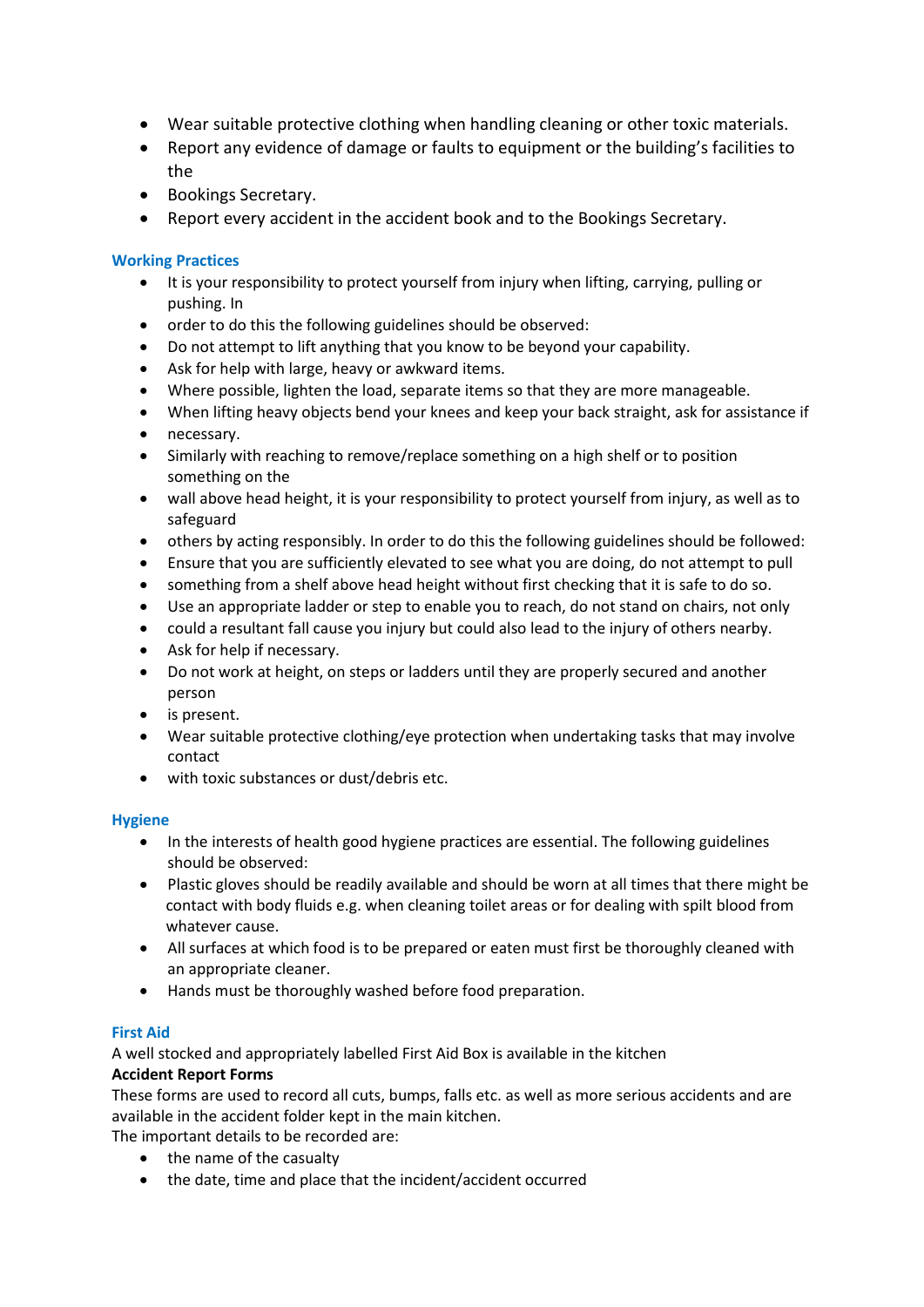- Wear suitable protective clothing when handling cleaning or other toxic materials.
- Report any evidence of damage or faults to equipment or the building's facilities to the
- Bookings Secretary.
- Report every accident in the accident book and to the Bookings Secretary.

### Working Practices

- It is your responsibility to protect yourself from injury when lifting, carrying, pulling or pushing. In
- order to do this the following guidelines should be observed:
- Do not attempt to lift anything that you know to be beyond your capability.
- Ask for help with large, heavy or awkward items.
- Where possible, lighten the load, separate items so that they are more manageable.
- When lifting heavy objects bend your knees and keep your back straight, ask for assistance if
- necessary.
- Similarly with reaching to remove/replace something on a high shelf or to position something on the
- wall above head height, it is your responsibility to protect yourself from injury, as well as to safeguard
- others by acting responsibly. In order to do this the following guidelines should be followed:
- Ensure that you are sufficiently elevated to see what you are doing, do not attempt to pull
- something from a shelf above head height without first checking that it is safe to do so.
- Use an appropriate ladder or step to enable you to reach, do not stand on chairs, not only
- could a resultant fall cause you injury but could also lead to the injury of others nearby.
- Ask for help if necessary.
- Do not work at height, on steps or ladders until they are properly secured and another person
- is present.
- Wear suitable protective clothing/eye protection when undertaking tasks that may involve contact
- with toxic substances or dust/debris etc.

### Hygiene

- In the interests of health good hygiene practices are essential. The following guidelines should be observed:
- Plastic gloves should be readily available and should be worn at all times that there might be contact with body fluids e.g. when cleaning toilet areas or for dealing with spilt blood from whatever cause.
- All surfaces at which food is to be prepared or eaten must first be thoroughly cleaned with an appropriate cleaner.
- Hands must be thoroughly washed before food preparation.

### First Aid

A well stocked and appropriately labelled First Aid Box is available in the kitchen

**Accident Report Forms**

These forms are used to record all cuts, bumps, falls etc. as well as more serious accidents and are available in the accident folder kept in the main kitchen.

The important details to be recorded are:

- the name of the casualty
- the date, time and place that the incident/accident occurred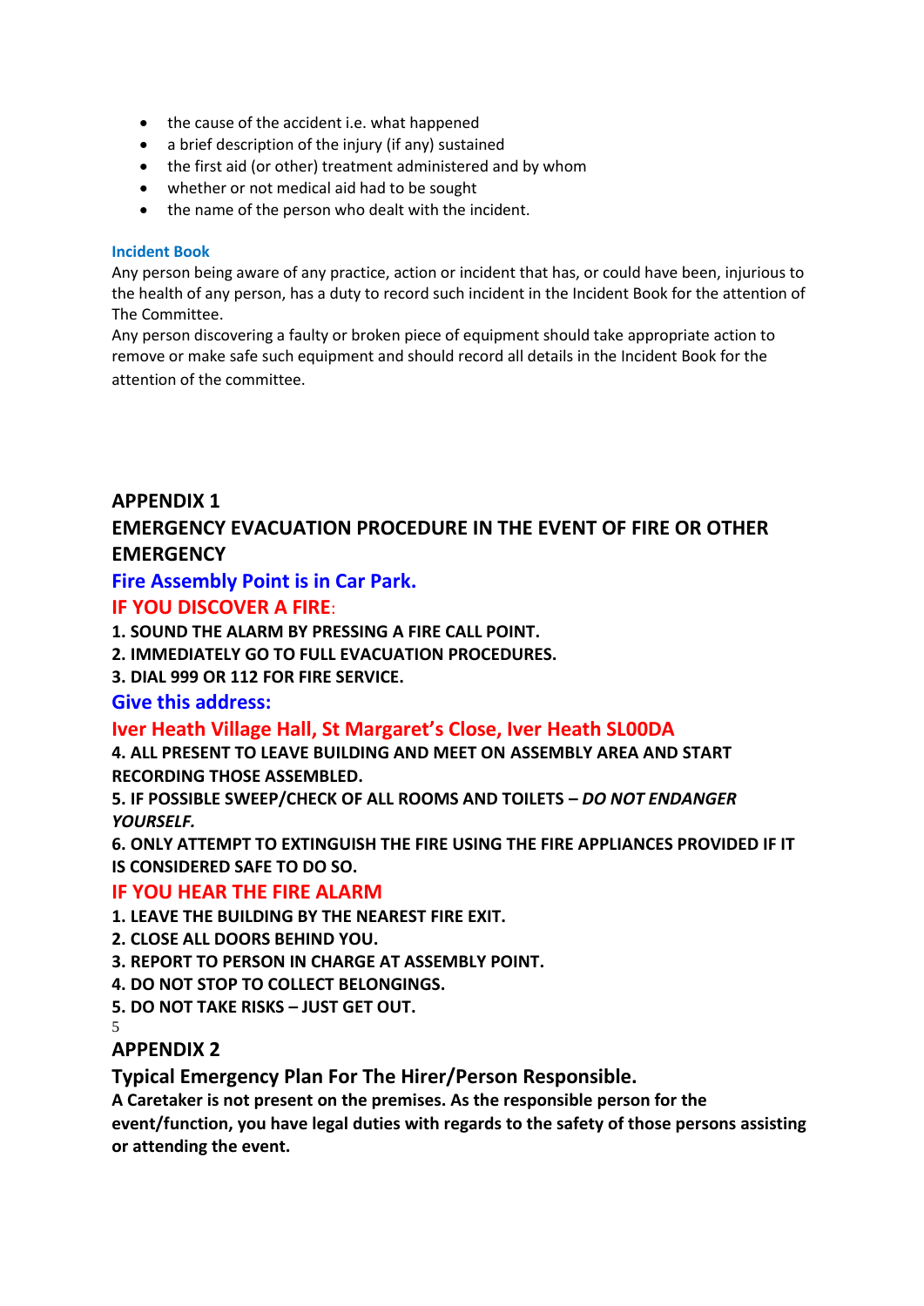- the cause of the accident i.e. what happened
- a brief description of the injury (if any) sustained
- the first aid (or other) treatment administered and by whom
- whether or not medical aid had to be sought
- the name of the person who dealt with the incident.

### Incident Book

Any person being aware of any practice, action or incident that has, or could have been, injurious to the health of any person, has a duty to record such incident in the Incident Book for the attention of The Committee.

Any person discovering a faulty or broken piece of equipment should take appropriate action to remove or make safe such equipment and should record all details in the Incident Book for the attention of the committee.

## APPENDIX 1

## EMERGENCY EVACUATION PROCEDURE IN THE EVENT OF FIRE OR OTHER EMERGENCY

### Fire Assembly Point is in Car Park.

### IF YOU DISCOVER A FIRE:

**1. SOUND THE ALARM BY PRESSING A FIRE CALL POINT.**
**2. IMMEDIATELY GO TO FULL EVACUATION PROCEDURES.**
**3. DIAL 999 OR 112 FOR FIRE SERVICE.**

### Give this address:

### Iver Heath Village Hall, St Margaret's Close, Iver Heath SL00DA

**4. ALL PRESENT TO LEAVE BUILDING AND MEET ON ASSEMBLY AREA AND START RECORDING THOSE ASSEMBLED.**
**5. IF POSSIBLE SWEEP/CHECK OF ALL ROOMS AND TOILETS – *DO NOT ENDANGER YOURSELF.***
**6. ONLY ATTEMPT TO EXTINGUISH THE FIRE USING THE FIRE APPLIANCES PROVIDED IF IT IS CONSIDERED SAFE TO DO SO.**

### IF YOU HEAR THE FIRE ALARM

**1. LEAVE THE BUILDING BY THE NEAREST FIRE EXIT.**
**2. CLOSE ALL DOORS BEHIND YOU.**
**3. REPORT TO PERSON IN CHARGE AT ASSEMBLY POINT.**
**4. DO NOT STOP TO COLLECT BELONGINGS.**
**5. DO NOT TAKE RISKS – JUST GET OUT.**

## APPENDIX 2

### Typical Emergency Plan For The Hirer/Person Responsible.

**A Caretaker is not present on the premises. As the responsible person for the event/function, you have legal duties with regards to the safety of those persons assisting or attending the event.**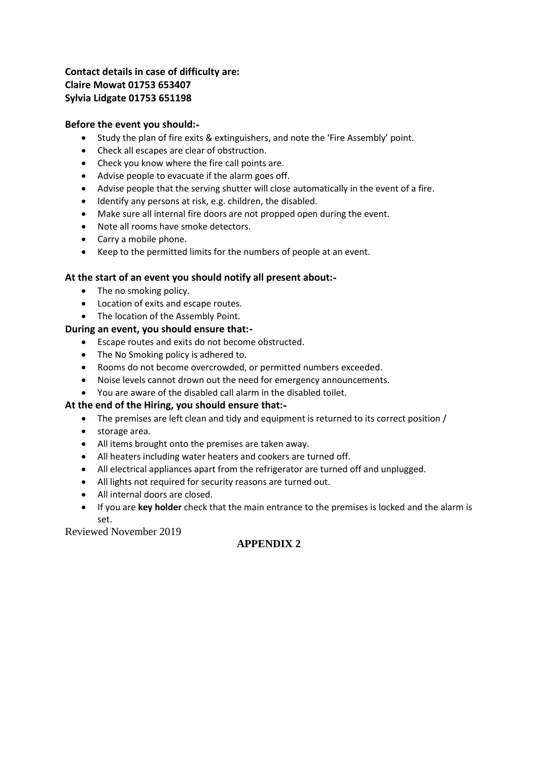**Contact details in case of difficulty are:**
**Claire Mowat 01753 653407**
**Sylvia Lidgate 01753 651198**

**Before the event you should:-**

- Study the plan of fire exits & extinguishers, and note the 'Fire Assembly' point.
- Check all escapes are clear of obstruction.
- Check you know where the fire call points are.
- Advise people to evacuate if the alarm goes off.
- Advise people that the serving shutter will close automatically in the event of a fire.
- Identify any persons at risk, e.g. children, the disabled.
- Make sure all internal fire doors are not propped open during the event.
- Note all rooms have smoke detectors.
- Carry a mobile phone.
- Keep to the permitted limits for the numbers of people at an event.

**At the start of an event you should notify all present about:-**

- The no smoking policy.
- Location of exits and escape routes.
- The location of the Assembly Point.

**During an event, you should ensure that:-**

- Escape routes and exits do not become obstructed.
- The No Smoking policy is adhered to.
- Rooms do not become overcrowded, or permitted numbers exceeded.
- Noise levels cannot drown out the need for emergency announcements.
- You are aware of the disabled call alarm in the disabled toilet.

**At the end of the Hiring, you should ensure that:-**

- The premises are left clean and tidy and equipment is returned to its correct position /
- storage area.
- All items brought onto the premises are taken away.
- All heaters including water heaters and cookers are turned off.
- All electrical appliances apart from the refrigerator are turned off and unplugged.
- All lights not required for security reasons are turned out.
- All internal doors are closed.
- If you are **key holder** check that the main entrance to the premises is locked and the alarm is set.

Reviewed November 2019

**APPENDIX 2**